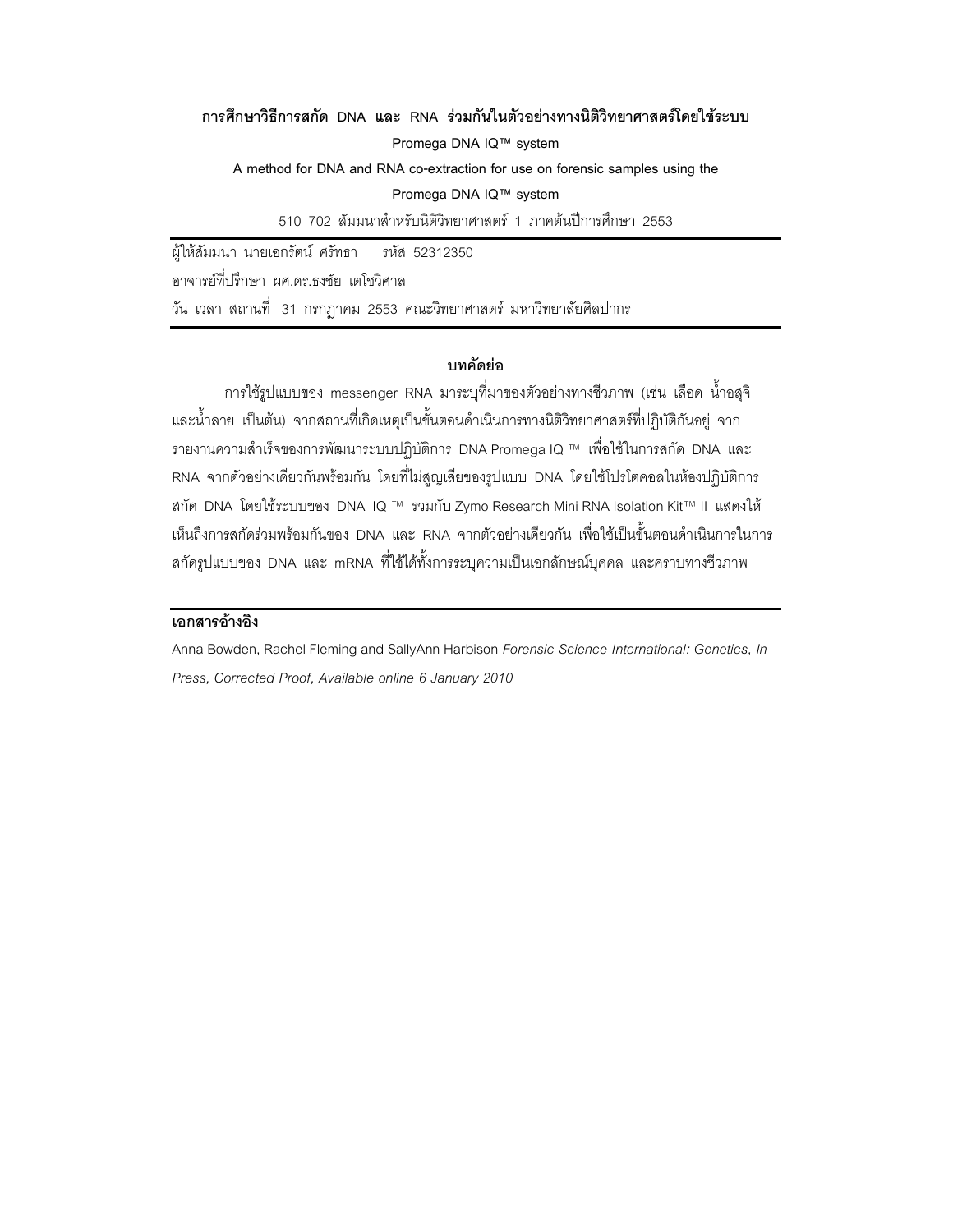**การศึกษาวิธีการสกัด DNA และ RNA ร่วมกันในตัวอย่างทางนิติวิทยาศาสตร์โดยใช้ระบบ**

**Promega DNA IQ™ system**

A method for DNA and RNA co-extraction for use on forensic samples using the

Promega DNA IQ™ system

510 702 สัมมนาสำหรับนิติวิทยาศาสตร์ 1 ภาคต้นปีการศึกษา 2553

---

ผู้ให้สัมมนา นายเอกรัตน์ ศรัทธา  รหัส 52312350

อาจารย์ที่ปรึกษา ผศ.ดร.ธงชัย เตโชวิศาล

วัน เวลา สถานที่ 31 กรกฎาคม 2553 คณะวิทยาศาสตร์ มหาวิทยาลัยศิลปากร

---

## บทคัดย่อ

การใช้รูปแบบของ messenger RNA มาระบุที่มาของตัวอย่างทางชีวภาพ (เช่น เลือด น้ำอสุจิ และน้ำลาย เป็นต้น) จากสถานที่เกิดเหตุเป็นขั้นตอนดำเนินการทางนิติวิทยาศาสตร์ที่ปฏิบัติกันอยู่ จากรายงานความสำเร็จของการพัฒนาระบบปฏิบัติการ DNA Promega IQ ™ เพื่อใช้ในการสกัด DNA และ RNA จากตัวอย่างเดียวกันพร้อมกัน โดยที่ไม่สูญเสียของรูปแบบ DNA โดยใช้โปรโตคอลในห้องปฏิบัติการสกัด DNA โดยใช้ระบบของ DNA IQ ™ รวมกับ Zymo Research Mini RNA Isolation Kit™ II แสดงให้เห็นถึงการสกัดร่วมพร้อมกันของ DNA และ RNA จากตัวอย่างเดียวกัน เพื่อใช้เป็นขั้นตอนดำเนินการในการสกัดรูปแบบของ DNA และ mRNA ที่ใช้ได้ทั้งการระบุความเป็นเอกลักษณ์บุคคล และคราบทางชีวภาพ

---

## เอกสารอ้างอิง

Anna Bowden, Rachel Fleming and SallyAnn Harbison *Forensic Science International: Genetics, In Press, Corrected Proof, Available online 6 January 2010*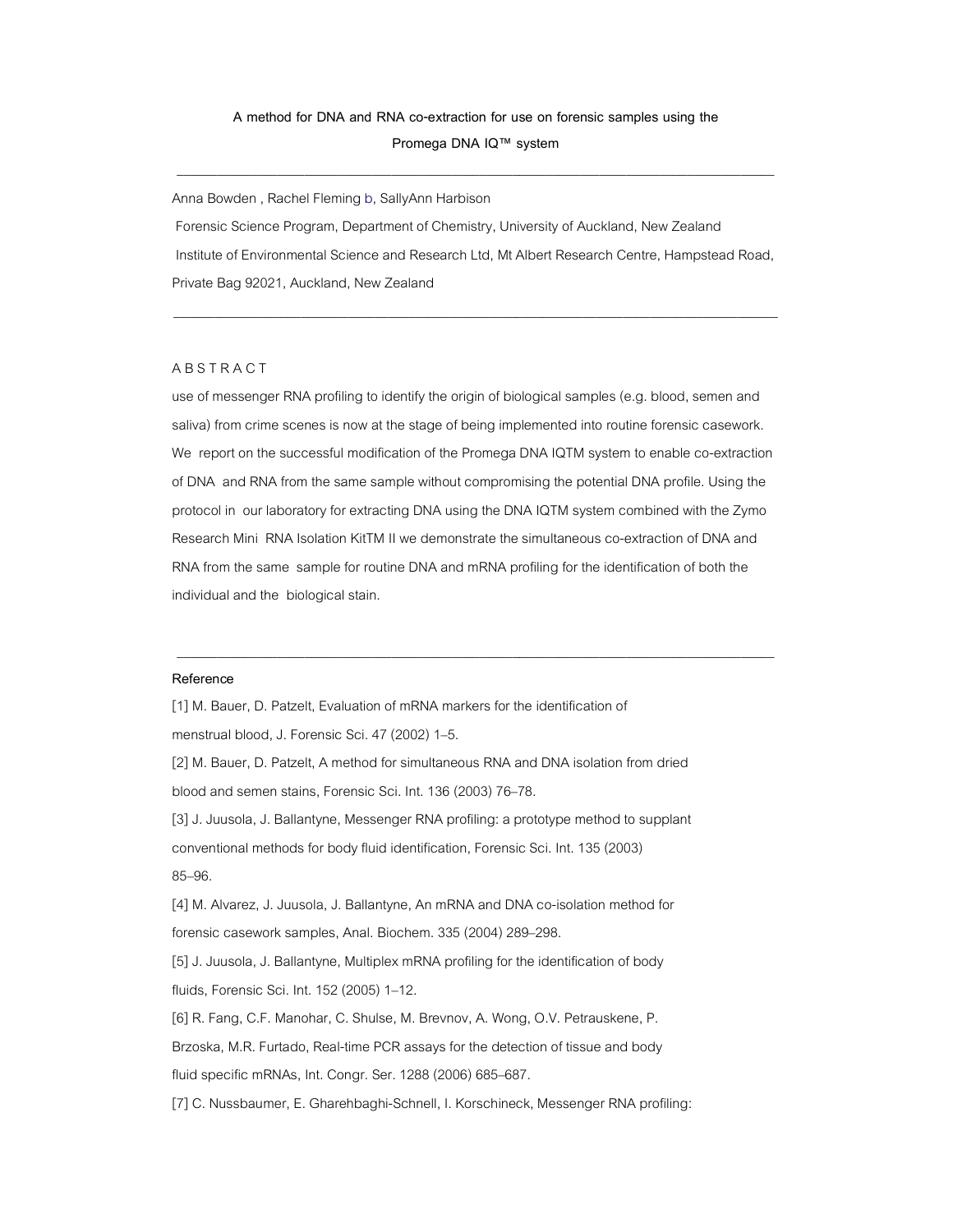A method for DNA and RNA co-extraction for use on forensic samples using the Promega DNA IQ™ system

---

Anna Bowden , Rachel Fleming b, SallyAnn Harbison

Forensic Science Program, Department of Chemistry, University of Auckland, New Zealand

Institute of Environmental Science and Research Ltd, Mt Albert Research Centre, Hampstead Road, Private Bag 92021, Auckland, New Zealand

---

A B S T R A C T

use of messenger RNA profiling to identify the origin of biological samples (e.g. blood, semen and saliva) from crime scenes is now at the stage of being implemented into routine forensic casework. We report on the successful modification of the Promega DNA IQTM system to enable co-extraction of DNA and RNA from the same sample without compromising the potential DNA profile. Using the protocol in our laboratory for extracting DNA using the DNA IQTM system combined with the Zymo Research Mini RNA Isolation KitTM II we demonstrate the simultaneous co-extraction of DNA and RNA from the same sample for routine DNA and mRNA profiling for the identification of both the individual and the biological stain.

---

**Reference**

[1] M. Bauer, D. Patzelt, Evaluation of mRNA markers for the identification of menstrual blood, J. Forensic Sci. 47 (2002) 1–5.

[2] M. Bauer, D. Patzelt, A method for simultaneous RNA and DNA isolation from dried blood and semen stains, Forensic Sci. Int. 136 (2003) 76–78.

[3] J. Juusola, J. Ballantyne, Messenger RNA profiling: a prototype method to supplant conventional methods for body fluid identification, Forensic Sci. Int. 135 (2003) 85–96.

[4] M. Alvarez, J. Juusola, J. Ballantyne, An mRNA and DNA co-isolation method for forensic casework samples, Anal. Biochem. 335 (2004) 289–298.

[5] J. Juusola, J. Ballantyne, Multiplex mRNA profiling for the identification of body fluids, Forensic Sci. Int. 152 (2005) 1–12.

[6] R. Fang, C.F. Manohar, C. Shulse, M. Brevnov, A. Wong, O.V. Petrauskene, P. Brzoska, M.R. Furtado, Real-time PCR assays for the detection of tissue and body fluid specific mRNAs, Int. Congr. Ser. 1288 (2006) 685–687.

[7] C. Nussbaumer, E. Gharehbaghi-Schnell, I. Korschineck, Messenger RNA profiling: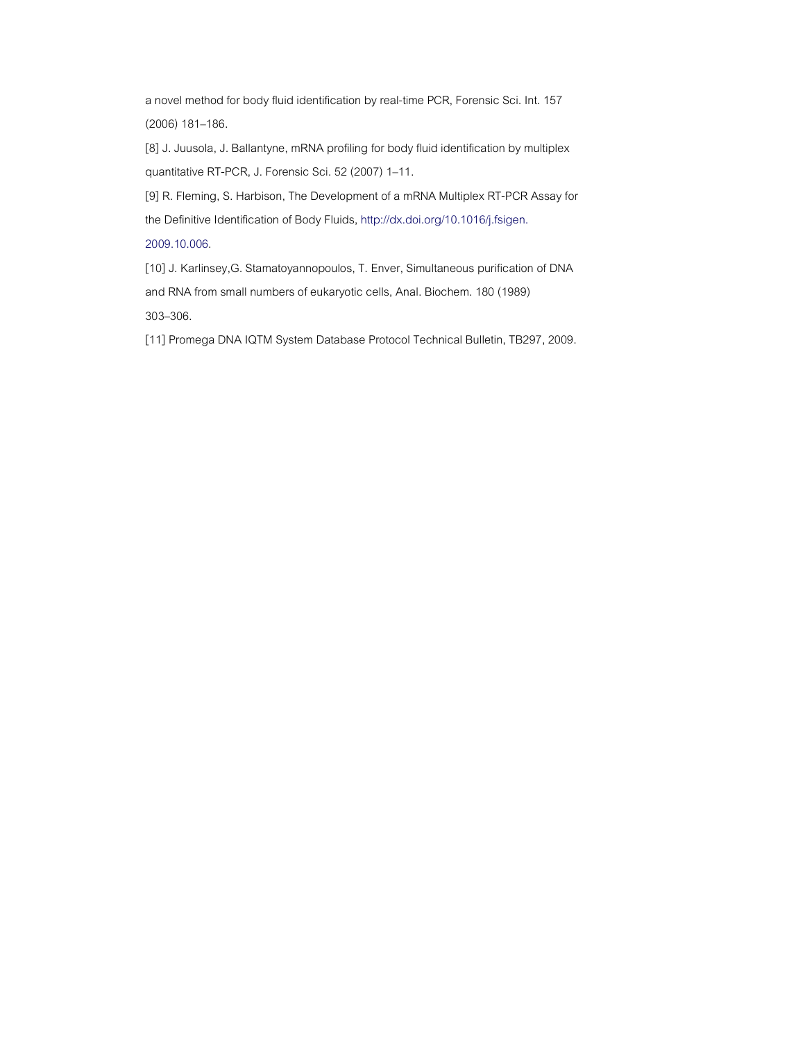a novel method for body fluid identification by real-time PCR, Forensic Sci. Int. 157 (2006) 181–186.

[8] J. Juusola, J. Ballantyne, mRNA profiling for body fluid identification by multiplex quantitative RT-PCR, J. Forensic Sci. 52 (2007) 1–11.

[9] R. Fleming, S. Harbison, The Development of a mRNA Multiplex RT-PCR Assay for the Definitive Identification of Body Fluids, http://dx.doi.org/10.1016/j.fsigen.2009.10.006.

[10] J. Karlinsey,G. Stamatoyannopoulos, T. Enver, Simultaneous purification of DNA and RNA from small numbers of eukaryotic cells, Anal. Biochem. 180 (1989) 303–306.

[11] Promega DNA IQTM System Database Protocol Technical Bulletin, TB297, 2009.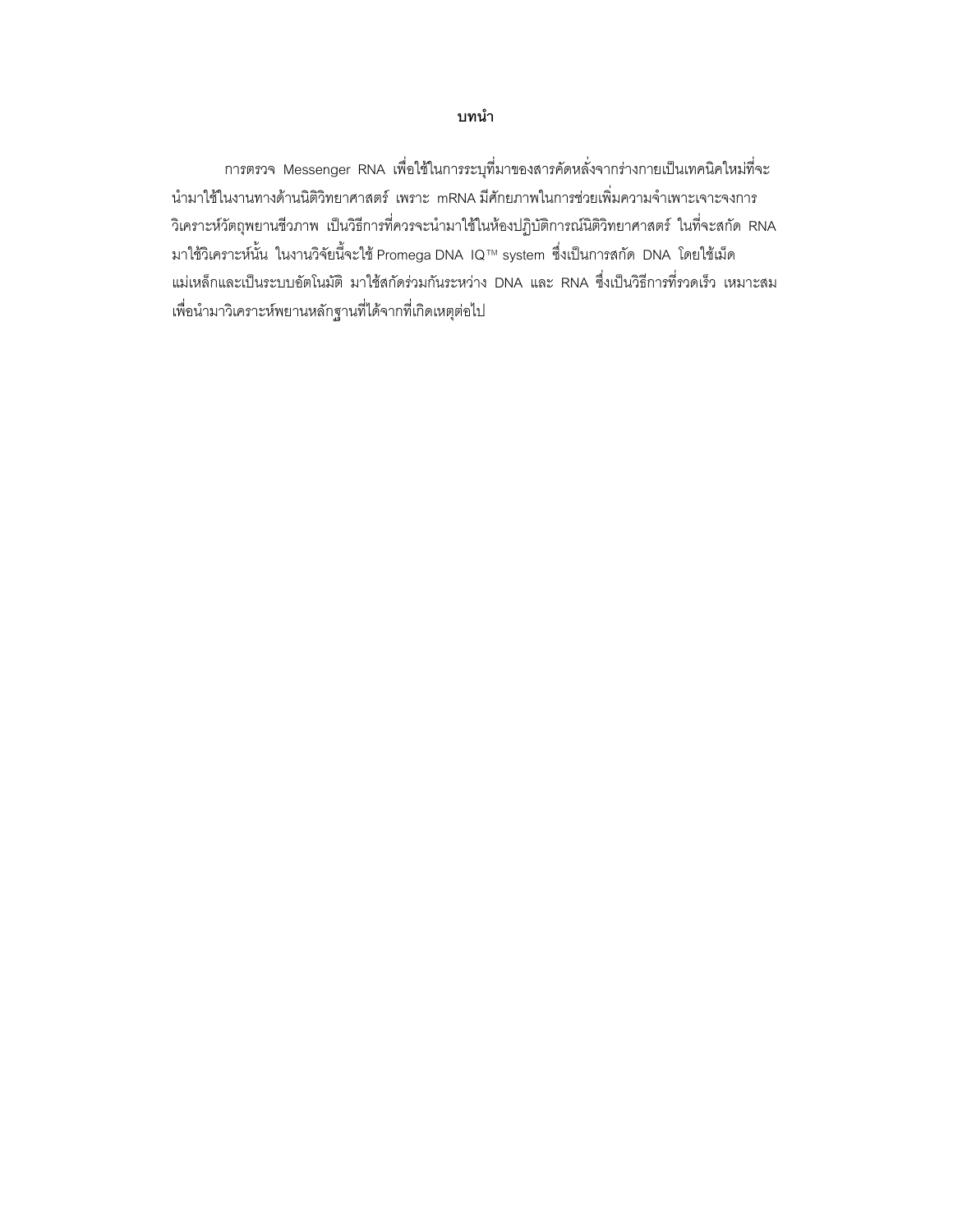# บทนำ

การตรวจ Messenger RNA เพื่อใช้ในการระบุที่มาของสารคัดหลั่งจากร่างกายเป็นเทคนิคใหม่ที่จะนำมาใช้ในงานทางด้านนิติวิทยาศาสตร์ เพราะ mRNA มีศักยภาพในการช่วยเพิ่มความจำเพาะเจาะจงการวิเคราะห์วัตถุพยานชีวภาพ เป็นวิธีการที่ควรจะนำมาใช้ในห้องปฏิบัติการณ์นิติวิทยาศาสตร์ ในที่จะสกัด RNA มาใช้วิเคราะห์นั้น ในงานวิจัยนี้จะใช้ Promega DNA IQ™ system ซึ่งเป็นการสกัด DNA โดยใช้เม็ดแม่เหล็กและเป็นระบบอัตโนมัติ มาใช้สกัดร่วมกันระหว่าง DNA และ RNA ซึ่งเป็นวิธีการที่รวดเร็ว เหมาะสมเพื่อนำมาวิเคราะห์พยานหลักฐานที่ได้จากที่เกิดเหตุต่อไป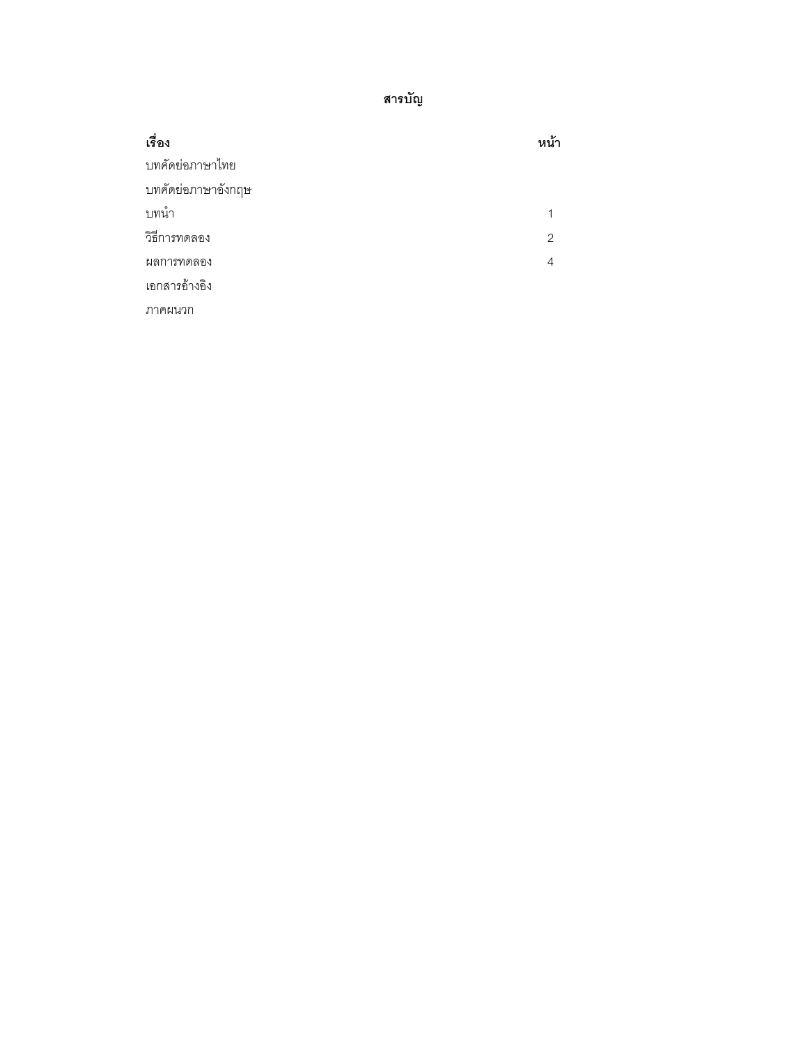# สารบัญ

| เรื่อง | หน้า |
|---|---|
| บทคัดย่อภาษาไทย | |
| บทคัดย่อภาษาอังกฤษ | |
| บทนำ | 1 |
| วิธีการทดลอง | 2 |
| ผลการทดลอง | 4 |
| เอกสารอ้างอิง | |
| ภาคผนวก | |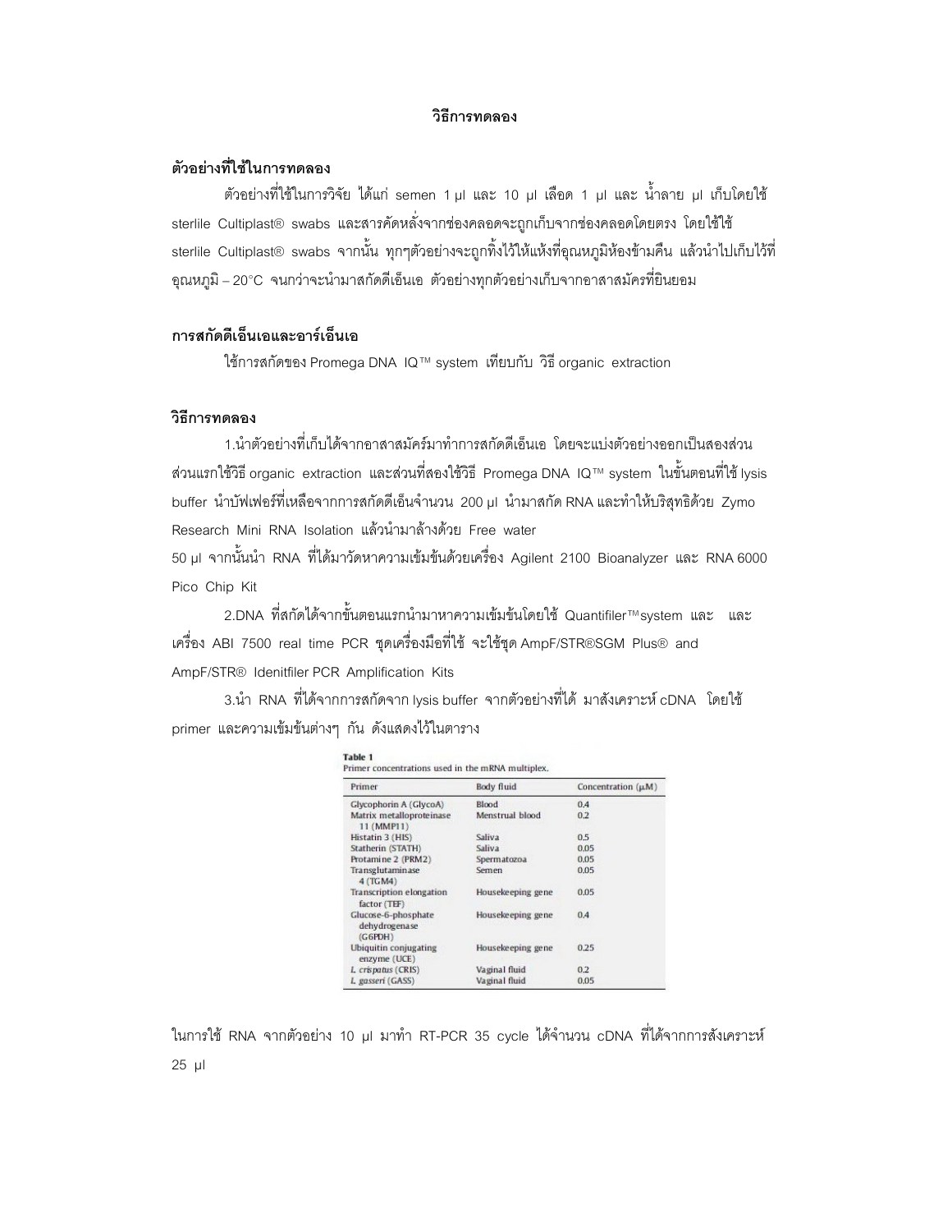## วิธีการทดลอง

### ตัวอย่างที่ใช้ในการทดลอง

ตัวอย่างที่ใช้ในการวิจัย ได้แก่ semen 1 µl และ 10 µl เลือด 1 µl และ น้ำลาย µl เก็บโดยใช้ sterlile Cultiplast® swabs และสารคัดหลั่งจากช่องคลอดจะถูกเก็บจากช่องคลอดโดยตรง โดยใช้ใช้ sterlile Cultiplast® swabs จากนั้น ทุกๆตัวอย่างจะถูกทิ้งไว้ให้แห้งที่อุณหภูมิห้องข้ามคืน แล้วนำไปเก็บไว้ที่อุณหภูมิ – 20°C จนกว่าจะนำมาสกัดดีเอ็นเอ ตัวอย่างทุกตัวอย่างเก็บจากอาสาสมัครที่ยินยอม

### การสกัดดีเอ็นเอและอาร์เอ็นเอ

ใช้การสกัดของ Promega DNA IQ™ system เทียบกับ วิธี organic extraction

### วิธีการทดลอง

1.นำตัวอย่างที่เก็บได้จากอาสาสมัครมาทำการสกัดดีเอ็นเอ โดยจะแบ่งตัวอย่างออกเป็นสองส่วน ส่วนแรกใช้วิธี organic extraction และส่วนที่สองใช้วิธี Promega DNA IQ™ system ในขั้นตอนที่ใช้ lysis buffer นำบัฟเฟอร์ที่เหลือจากการสกัดดีเอ็นจำนวน 200 µl นำมาสกัด RNA และทำให้บริสุทธิด้วย Zymo Research Mini RNA Isolation แล้วนำมาล้างด้วย Free water
50 µl จากนั้นนำ RNA ที่ได้มาวัดหาความเข้มข้นด้วยเครื่อง Agilent 2100 Bioanalyzer และ RNA 6000 Pico Chip Kit

2.DNA ที่สกัดได้จากขั้นตอนแรกนำมาหาความเข้มข้นโดยใช้ Quantifiler™system และ และเครื่อง ABI 7500 real time PCR ชุดเครื่องมือที่ใช้ จะใช้ชุด AmpF/STR®SGM Plus® and AmpF/STR® Idenitfiler PCR Amplification Kits

3.นำ RNA ที่ได้จากการสกัดจาก lysis buffer จากตัวอย่างที่ได้ มาสังเคราะห์ cDNA โดยใช้ primer และความเข้มข้นต่างๆ กัน ดังแสดงไว้ในตาราง

**Table 1**
Primer concentrations used in the mRNA multiplex.

| Primer | Body fluid | Concentration (µM) |
|---|---|---|
| Glycophorin A (GlycoA) | Blood | 0.4 |
| Matrix metalloproteinase 11 (MMP11) | Menstrual blood | 0.2 |
| Histatin 3 (HIS) | Saliva | 0.5 |
| Statherin (STATH) | Saliva | 0.05 |
| Protamine 2 (PRM2) | Spermatozoa | 0.05 |
| Transglutaminase 4 (TGM4) | Semen | 0.05 |
| Transcription elongation factor (TEF) | Housekeeping gene | 0.05 |
| Glucose-6-phosphate dehydrogenase (G6PDH) | Housekeeping gene | 0.4 |
| Ubiquitin conjugating enzyme (UCE) | Housekeeping gene | 0.25 |
| *L. crispatus* (CRIS) | Vaginal fluid | 0.2 |
| *L. gasseri* (GASS) | Vaginal fluid | 0.05 |

ในการใช้ RNA จากตัวอย่าง 10 µl มาทำ RT-PCR 35 cycle ได้จำนวน cDNA ที่ได้จากการสังเคราะห์ 25 µl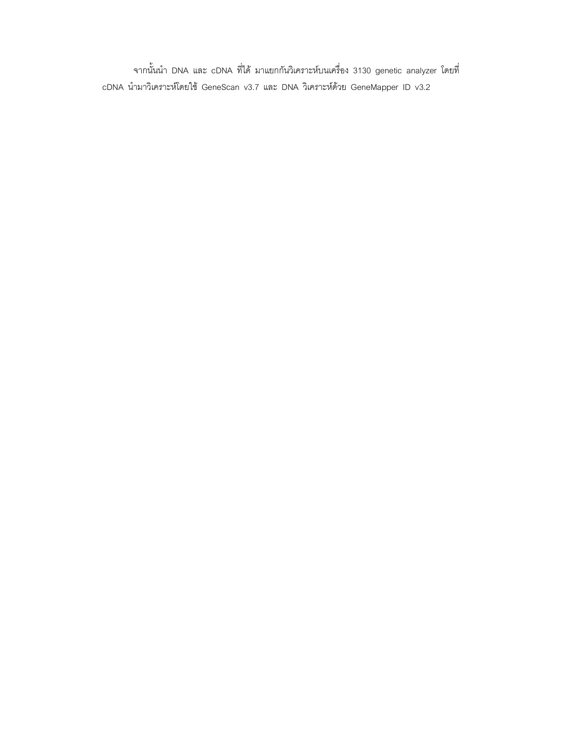จากนั้นนำ DNA และ cDNA ที่ได้ มาแยกกันวิเคราะห์บนเครื่อง 3130 genetic analyzer โดยที่ cDNA นำมาวิเคราะห์โดยใช้ GeneScan v3.7 และ DNA วิเคราะห์ด้วย GeneMapper ID v3.2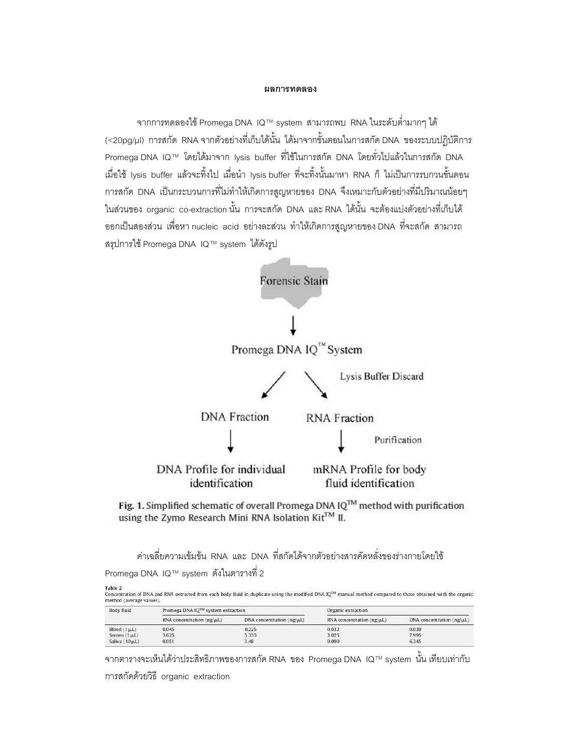**ผลการทดลอง**

จากการทดลองใช้ Promega DNA IQ™ system สามารถพบ RNA ในระดับต่ำมากๆ ได้ (<20pg/µl) การสกัด RNA จากตัวอย่างที่เก็บได้นั้น ได้มาจากขั้นตอนในการสกัด DNA ของระบบปฏิบัติการ Promega DNA IQ™ โดยได้มาจาก lysis buffer ที่ใช้ในการสกัด DNA โดยทั่วไปแล้วในการสกัด DNA เมื่อใช้ lysis buffer แล้วจะทิ้งไป เมื่อนำ lysis buffer ที่จะทิ้งนั้นมาหา RNA ก็ ไม่เป็นการรบกวนขั้นตอนการสกัด DNA เป็นกระบวนการที่ไม่ทำให้เกิดการสูญหายของ DNA จึงเหมาะกับตัวอย่างที่มีปริมาณน้อยๆ ในส่วนของ organic co-extraction นั้น การจะสกัด DNA และ RNA ได้นั้น จะต้องแบ่งตัวอย่างที่เก็บได้ออกเป็นสองส่วน เพื่อหา nucleic acid อย่างละส่วน ทำให้เกิดการสูญหายของ DNA ที่จะสกัด สามารถสรุปการใช้ Promega DNA IQ™ system ได้ดังรูป

Forensic Stain → Promega DNA IQ™ System → (Lysis Buffer Discard) DNA Fraction / RNA Fraction

DNA Fraction → DNA Profile for individual identification

RNA Fraction → (Purification) → mRNA Profile for body fluid identification

**Fig. 1.** Simplified schematic of overall Promega DNA IQ™ method with purification using the Zymo Research Mini RNA Isolation Kit™ II.

ค่าเฉลี่ยความเข้มข้น RNA และ DNA ที่สกัดได้จากตัวอย่างสารคัดหลั่งของร่างกายโดยใช้ Promega DNA IQ™ system ดังในตารางที่ 2

**Table 2**
Concentration of DNA and RNA extracted from each body fluid in duplicate using the modified DNA IQ™ manual method compared to those obtained with the organic method (average values).

| Body fluid | Promega DNA IQ™ system extraction | | Organic extraction | |
|---|---|---|---|---|
| | RNA concentration (ng/µL) | DNA concentration (ng/µL) | RNA concentration (ng/µL) | DNA concentration (ng/µL) |
| Blood (1 µL) | 0.045 | 0.225 | 0.032 | 0.030 |
| Semen (1 µL) | 3.625 | 5.335 | 3.025 | 7.995 |
| Saliva (10 µL) | 0.051 | 3.48 | 0.090 | 6.345 |

จากตารางจะเห็นได้ว่าประสิทธิภาพของการสกัด RNA ของ Promega DNA IQ™ system นั้น เทียบเท่ากับการสกัดด้วยวิธี organic extraction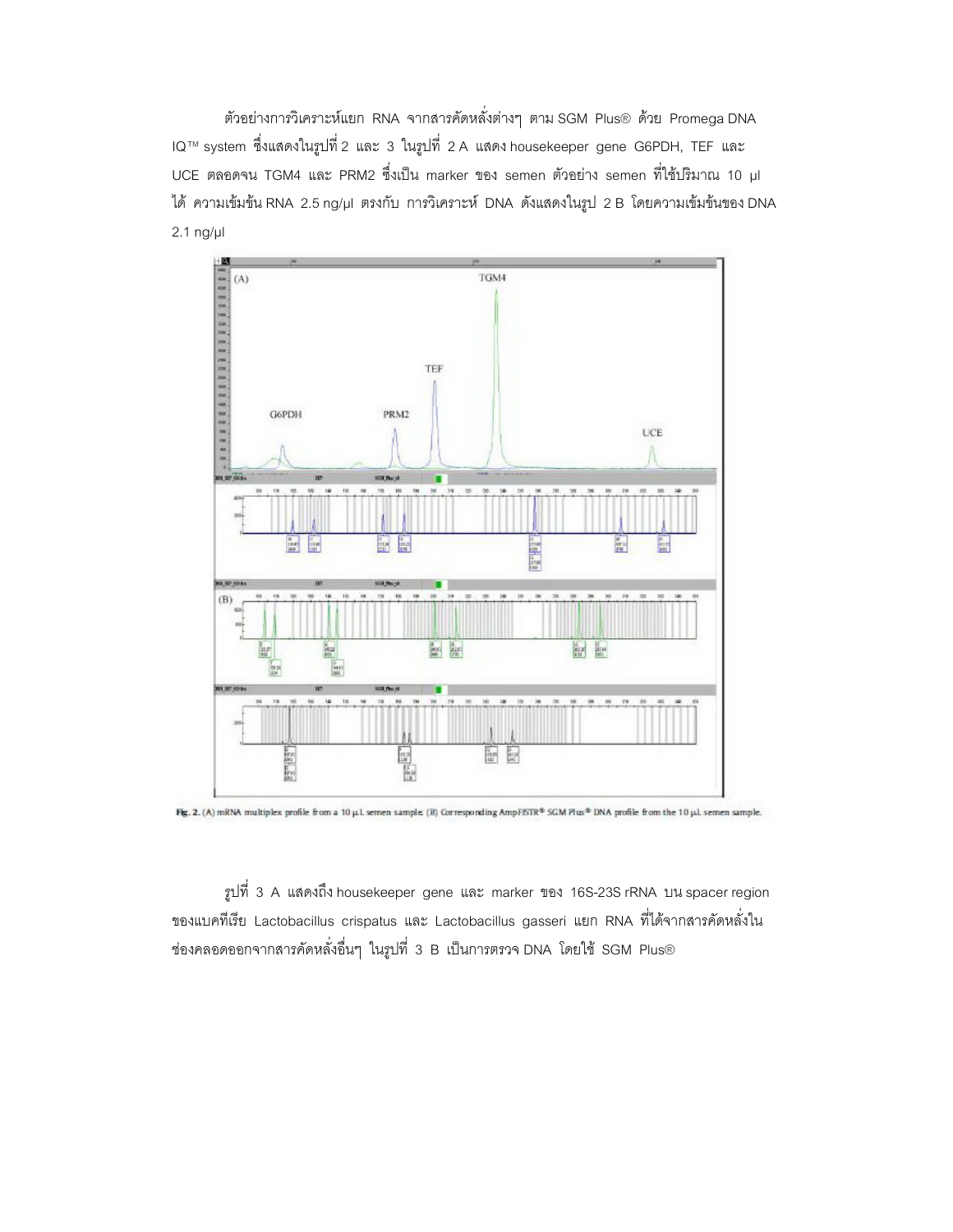ตัวอย่างการวิเคราะห์แยก RNA จากสารคัดหลั่งต่างๆ ตาม SGM Plus® ด้วย Promega DNA IQ™ system ซึ่งแสดงในรูปที่ 2 และ 3 ในรูปที่ 2 A แสดง housekeeper gene G6PDH, TEF และ UCE ตลอดจน TGM4 และ PRM2 ซึ่งเป็น marker ของ semen ตัวอย่าง semen ที่ใช้ปริมาณ 10 µl ได้ ความเข้มข้น RNA 2.5 ng/µl ตรงกับ การวิเคราะห์ DNA ดังแสดงในรูป 2 B โดยความเข้มข้นของ DNA 2.1 ng/µl

Fig. 2. (A) mRNA multiplex profile from a 10 µL semen sample. (B) Corresponding AmpFlSTR® SGM Plus® DNA profile from the 10 µL semen sample.

รูปที่ 3 A แสดงถึง housekeeper gene และ marker ของ 16S-23S rRNA บน spacer region ของแบคทีเรีย Lactobacillus crispatus และ Lactobacillus gasseri แยก RNA ที่ได้จากสารคัดหลั่งในช่องคลอดออกจากสารคัดหลั่งอื่นๆ ในรูปที่ 3 B เป็นการตรวจ DNA โดยใช้ SGM Plus®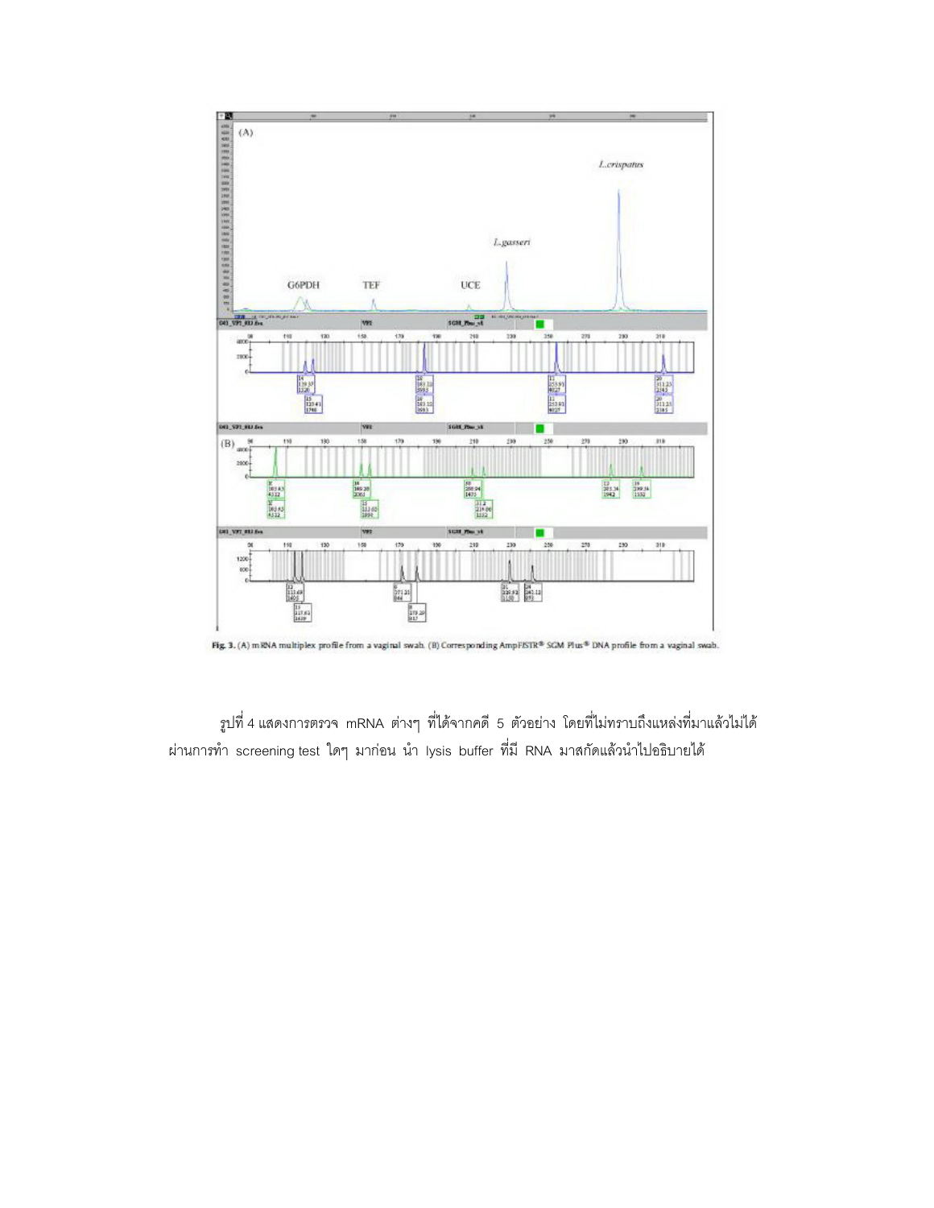Fig. 3. (A) mRNA multiplex profile from a vaginal swab. (B) Corresponding AmpFlSTR® SGM Plus® DNA profile from a vaginal swab.

รูปที่ 4 แสดงการตรวจ mRNA ต่างๆ ที่ได้จากคดี 5 ตัวอย่าง โดยที่ไม่ทราบถึงแหล่งที่มาแล้วไม่ได้ผ่านการทำ screening test ใดๆ มาก่อน นำ lysis buffer ที่มี RNA มาสกัดแล้วนำไปอธิบายได้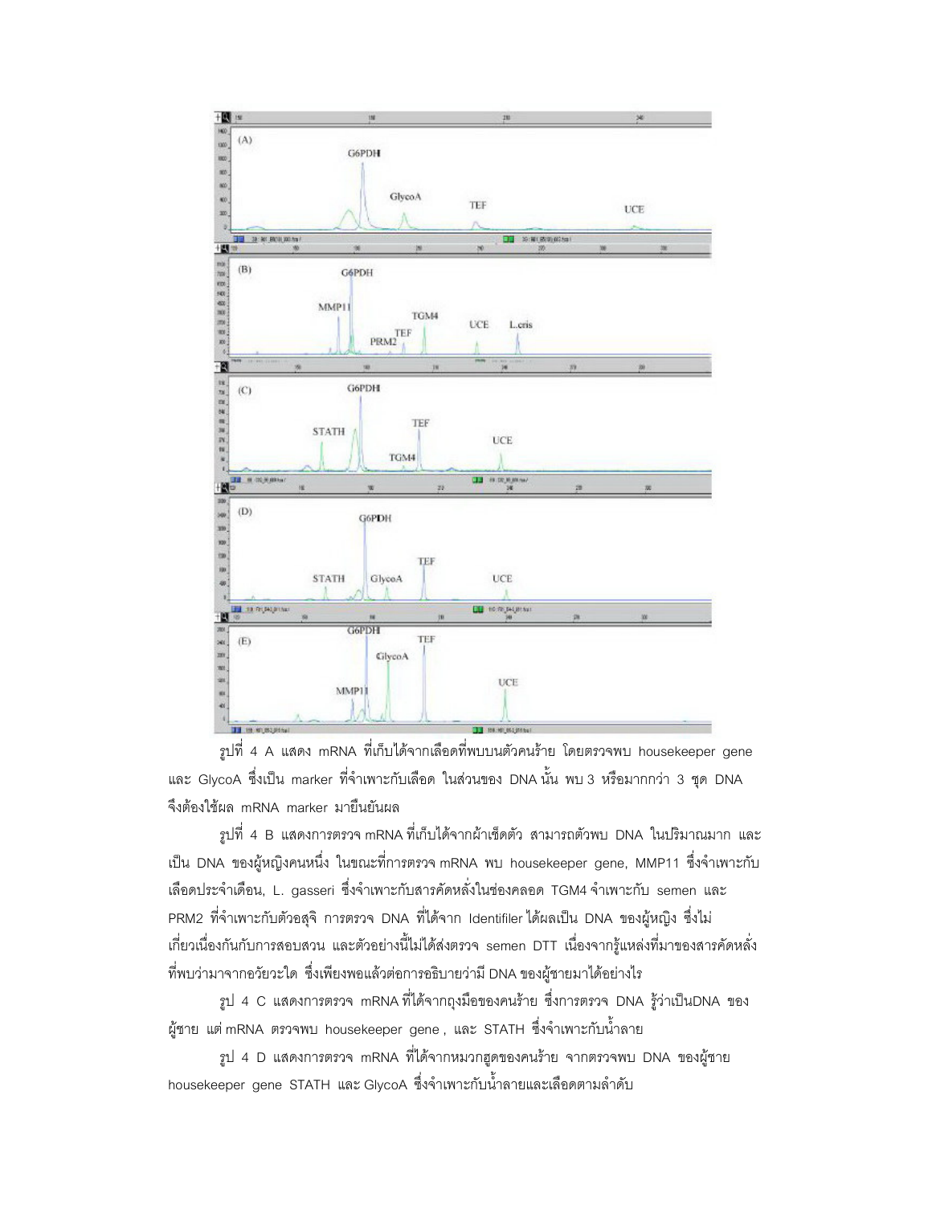รูปที่ 4 A แสดง mRNA ที่เก็บได้จากเลือดที่พบบนตัวคนร้าย โดยตรวจพบ housekeeper gene และ GlycoA ซึ่งเป็น marker ที่จำเพาะกับเลือด ในส่วนของ DNA นั้น พบ 3 หรือมากกว่า 3 ชุด DNA จึงต้องใช้ผล mRNA marker มายืนยันผล

รูปที่ 4 B แสดงการตรวจ mRNA ที่เก็บได้จากผ้าเช็ดตัว สามารถตัวพบ DNA ในปริมาณมาก และเป็น DNA ของผู้หญิงคนหนึ่ง ในขณะที่การตรวจ mRNA พบ housekeeper gene, MMP11 ซึ่งจำเพาะกับเลือดประจำเดือน, L. gasseri ซึ่งจำเพาะกับสารคัดหลั่งในช่องคลอด TGM4 จำเพาะกับ semen และ PRM2 ที่จำเพาะกับตัวอสุจิ การตรวจ DNA ที่ได้จาก Identifiler ได้ผลเป็น DNA ของผู้หญิง ซึ่งไม่เกี่ยวเนื่องกันกับการสอบสวน และตัวอย่างนี้ไม่ได้ส่งตรวจ semen DTT เนื่องจากรู้แหล่งที่มาของสารคัดหลั่งที่พบว่ามาจากอวัยวะใด ซึ่งเพียงพอแล้วต่อการอธิบายว่ามี DNA ของผู้ชายมาได้อย่างไร

รูป 4 C แสดงการตรวจ mRNA ที่ได้จากถุงมือของคนร้าย ซึ่งการตรวจ DNA รู้ว่าเป็นDNA ของผู้ชาย แต่ mRNA ตรวจพบ housekeeper gene , และ STATH ซึ่งจำเพาะกับน้ำลาย

รูป 4 D แสดงการตรวจ mRNA ที่ได้จากหมวกฮูดของคนร้าย จากตรวจพบ DNA ของผู้ชาย housekeeper gene STATH และ GlycoA ซึ่งจำเพาะกับน้ำลายและเลือดตามลำดับ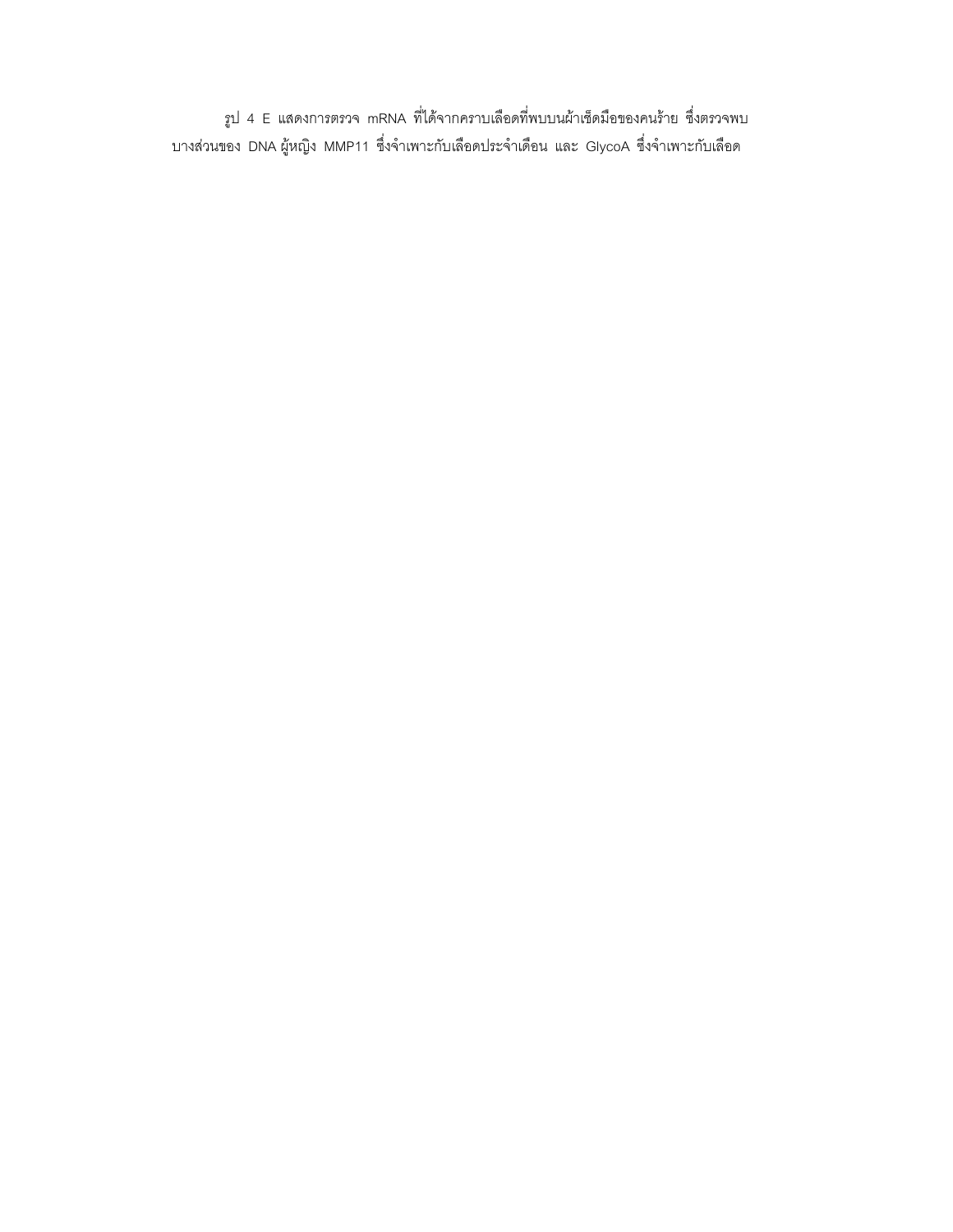รูป 4 E แสดงการตรวจ mRNA ที่ได้จากคราบเลือดที่พบบนผ้าเช็ดมือของคนร้าย ซึ่งตรวจพบบางส่วนของ DNA ผู้หญิง MMP11 ซึ่งจำเพาะกับเลือดประจำเดือน และ GlycoA ซึ่งจำเพาะกับเลือด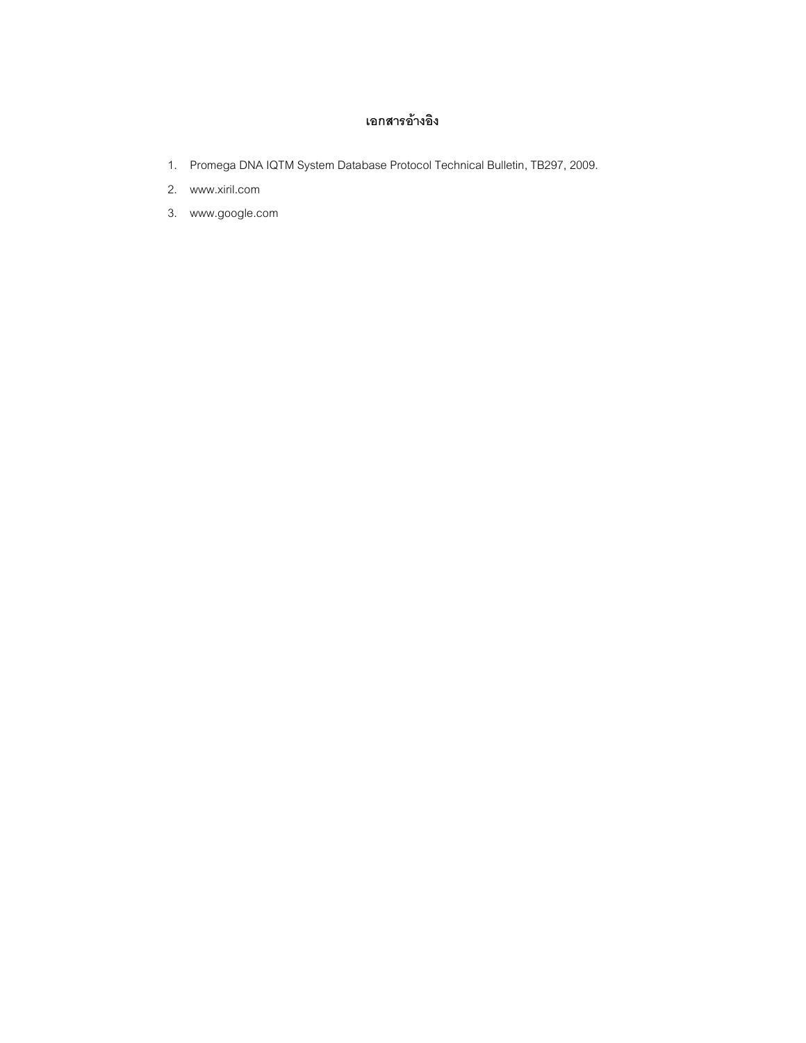# เอกสารอ้างอิง

1. Promega DNA IQTM System Database Protocol Technical Bulletin, TB297, 2009.
2. www.xiril.com
3. www.google.com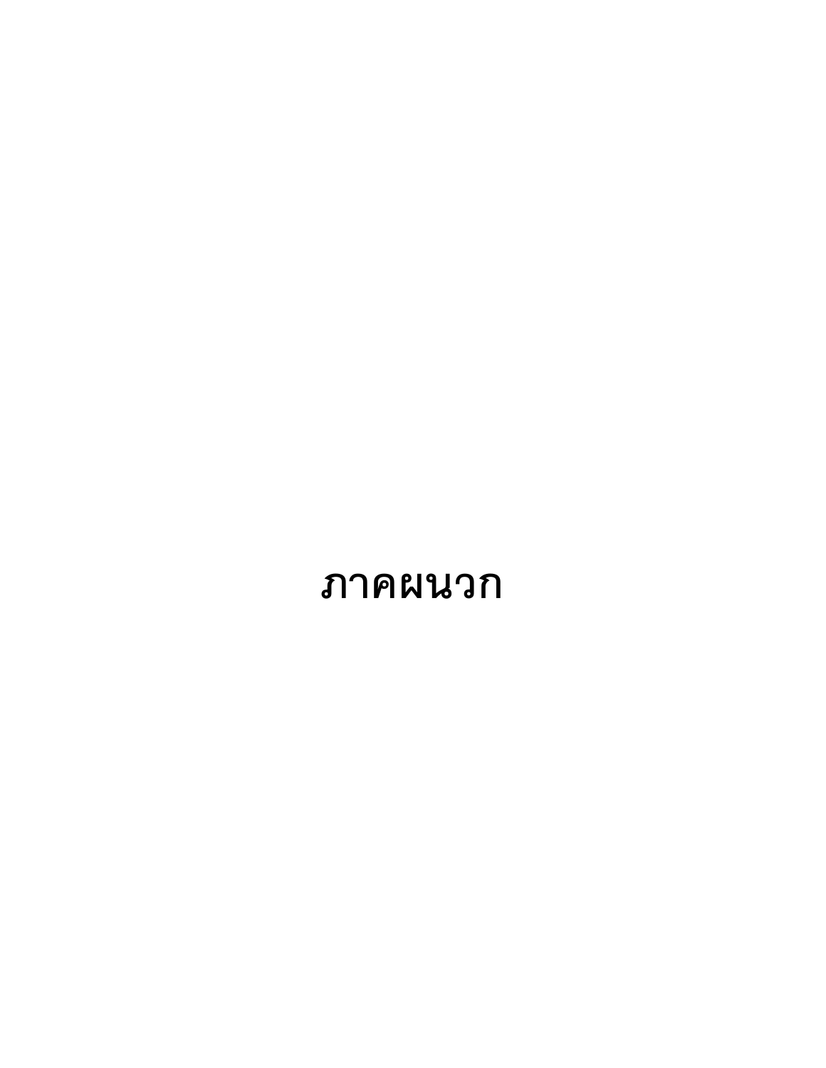# ภาคผนวก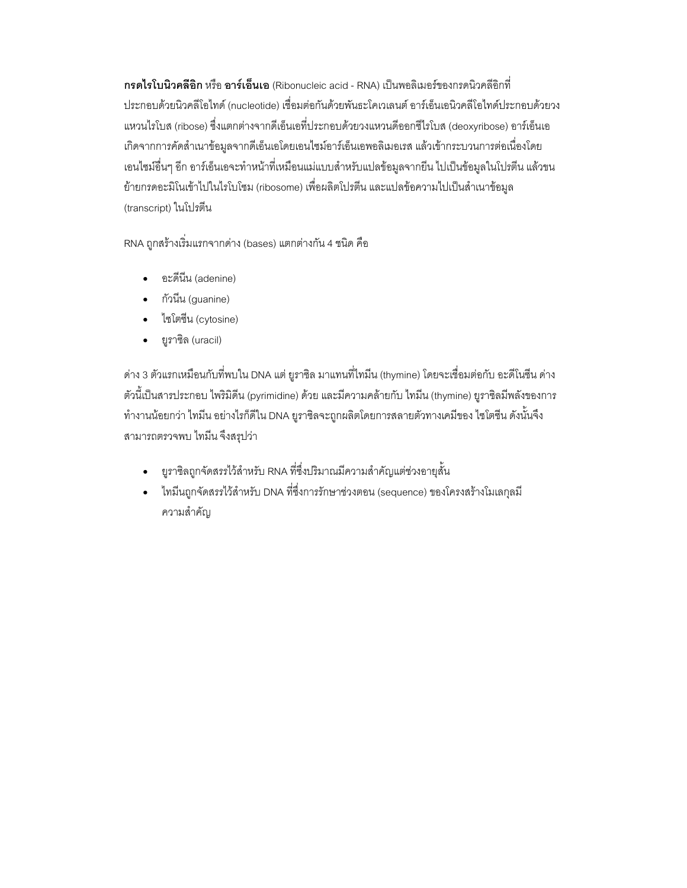**กรดไรโบนิวคลีอิก** หรือ **อาร์เอ็นเอ** (Ribonucleic acid - RNA) เป็นพอลิเมอร์ของกรดนิวคลีอิกที่ประกอบด้วยนิวคลีโอไทด์ (nucleotide) เชื่อมต่อกันด้วยพันธะโคเวเลนต์ อาร์เอ็นเอนิวคลีโอไทด์ประกอบด้วยวงแหวนไรโบส (ribose) ซึ่งแตกต่างจากดีเอ็นเอที่ประกอบด้วยวงแหวนดีออกซีไรโบส (deoxyribose) อาร์เอ็นเอเกิดจากการคัดสำเนาข้อมูลจากดีเอ็นเอโดยเอนไซม์อาร์เอ็นเอพอลิเมอเรส แล้วเข้ากระบวนการต่อเนื่องโดยเอนไซม์อื่นๆ อีก อาร์เอ็นเอจะทำหน้าที่เหมือนแม่แบบสำหรับแปลข้อมูลจากยีน ไปเป็นข้อมูลในโปรตีน แล้วขนย้ายกรดอะมิโนเข้าไปในไรโบโซม (ribosome) เพื่อผลิตโปรตีน และแปลข้อความไปเป็นสำเนาข้อมูล (transcript) ในโปรตีน

RNA ถูกสร้างเริ่มแรกจากด่าง (bases) แตกต่างกัน 4 ชนิด คือ

- อะดีนีน (adenine)
- กัวนีน (guanine)
- ไซโตซีน (cytosine)
- ยูราซิล (uracil)

ด่าง 3 ตัวแรกเหมือนกับที่พบใน DNA แต่ ยูราซิล มาแทนที่ไทมีน (thymine) โดยจะเชื่อมต่อกับ อะดีโนซีน ด่างตัวนี้เป็นสารประกอบ ไพริมิดีน (pyrimidine) ด้วย และมีความคล้ายกับ ไทมีน (thymine) ยูราซิลมีพลังของการทำงานน้อยกว่า ไทมีน อย่างไรก็ดีใน DNA ยูราซิลจะถูกผลิตโดยการสลายตัวทางเคมีของ ไซโตซีน ดังนั้นจึงสามารถตรวจพบ ไทมีน จึงสรุปว่า

- ยูราซิลถูกจัดสรรไว้สำหรับ RNA ที่ซึ่งปริมาณมีความสำคัญแต่ช่วงอายุสั้น
- ไทมีนถูกจัดสรรไว้สำหรับ DNA ที่ซึ่งการรักษาช่วงตอน (sequence) ของโครงสร้างโมเลกุลมีความสำคัญ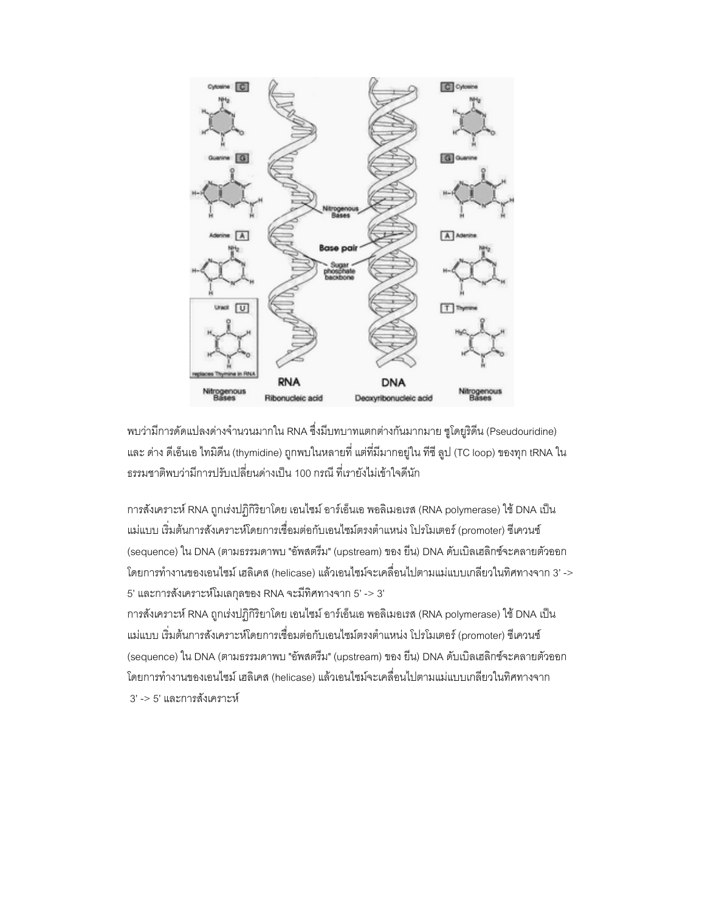Cytosine C

Guanine G

Adenine A

Uracil U

replaces Thymine in RNA

Nitrogenous Bases

RNA

Ribonucleic acid

Nitrogenous Bases

Base pair

Sugar phosphate backbone

DNA

Deoxyribonucleic acid

C Cytosine

G Guanine

A Adenine

T Thymine

Nitrogenous Bases

พบว่ามีการดัดแปลงต่างจำนวนมากใน RNA ซึ่งมีบทบาทแตกต่างกันมากมาย ซูโดยูริดีน (Pseudouridine) และ ต่าง ดีเอ็นเอ ไทมิดีน (thymidine) ถูกพบในหลายที่ แต่ที่มีมากอยู่ใน ทีซี ลูป (TC loop) ของทุก tRNA ในธรรมชาติพบว่ามีการปรับเปลี่ยนต่างเป็น 100 กรณี ที่เรายังไม่เข้าใจดีนัก

การสังเคราะห์ RNA ถูกเร่งปฏิกิริยาโดย เอนไซม์ อาร์เอ็นเอ พอลิเมอเรส (RNA polymerase) ใช้ DNA เป็นแม่แบบ เริ่มต้นการสังเคราะห์โดยการเชื่อมต่อกับเอนไซม์ตรงตำแหน่ง โปรโมเตอร์ (promoter) ซีเควนซ์ (sequence) ใน DNA (ตามธรรมดาพบ "อัพสตรีม" (upstream) ของ ยีน) DNA ดับเบิลเฮลิกซ์จะคลายตัวออกโดยการทำงานของเอนไซม์ เฮลิเคส (helicase) แล้วเอนไซม์จะเคลื่อนไปตามแม่แบบเกลียวในทิศทางจาก 3' -> 5' และการสังเคราะห์โมเลกุลของ RNA จะมีทิศทางจาก 5' -> 3'

การสังเคราะห์ RNA ถูกเร่งปฏิกิริยาโดย เอนไซม์ อาร์เอ็นเอ พอลิเมอเรส (RNA polymerase) ใช้ DNA เป็นแม่แบบ เริ่มต้นการสังเคราะห์โดยการเชื่อมต่อกับเอนไซม์ตรงตำแหน่ง โปรโมเตอร์ (promoter) ซีเควนซ์ (sequence) ใน DNA (ตามธรรมดาพบ "อัพสตรีม" (upstream) ของ ยีน) DNA ดับเบิลเฮลิกซ์จะคลายตัวออกโดยการทำงานของเอนไซม์ เฮลิเคส (helicase) แล้วเอนไซม์จะเคลื่อนไปตามแม่แบบเกลียวในทิศทางจาก 3' -> 5' และการสังเคราะห์